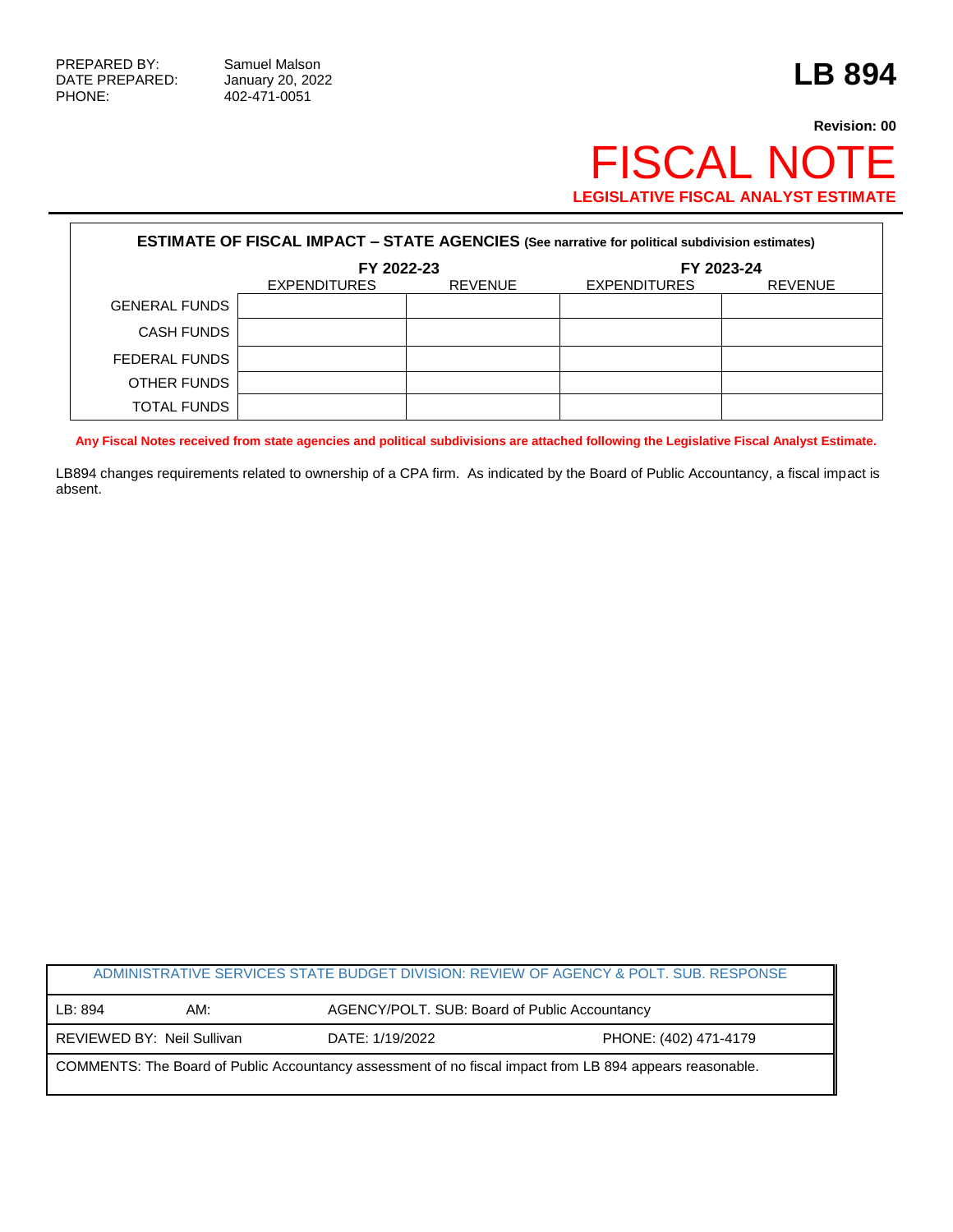PREPARED BY: Samuel Malson
DATE PREPARED: January 20, 2022
PHONE: 402-471-0051

# LB 894

**Revision: 00**

# FISCAL NOTE

**LEGISLATIVE FISCAL ANALYST ESTIMATE**

**ESTIMATE OF FISCAL IMPACT – STATE AGENCIES (See narrative for political subdivision estimates)**

| | FY 2022-23 | | FY 2023-24 | |
|---|---|---|---|---|
| | EXPENDITURES | REVENUE | EXPENDITURES | REVENUE |
| GENERAL FUNDS | | | | |
| CASH FUNDS | | | | |
| FEDERAL FUNDS | | | | |
| OTHER FUNDS | | | | |
| TOTAL FUNDS | | | | |

**Any Fiscal Notes received from state agencies and political subdivisions are attached following the Legislative Fiscal Analyst Estimate.**

LB894 changes requirements related to ownership of a CPA firm. As indicated by the Board of Public Accountancy, a fiscal impact is absent.

| ADMINISTRATIVE SERVICES STATE BUDGET DIVISION: REVIEW OF AGENCY & POLT. SUB. RESPONSE | | | |
|---|---|---|---|
| LB: 894 | AM: | AGENCY/POLT. SUB: Board of Public Accountancy | |
| REVIEWED BY: Neil Sullivan | | DATE: 1/19/2022 | PHONE: (402) 471-4179 |
| COMMENTS: The Board of Public Accountancy assessment of no fiscal impact from LB 894 appears reasonable. | | | |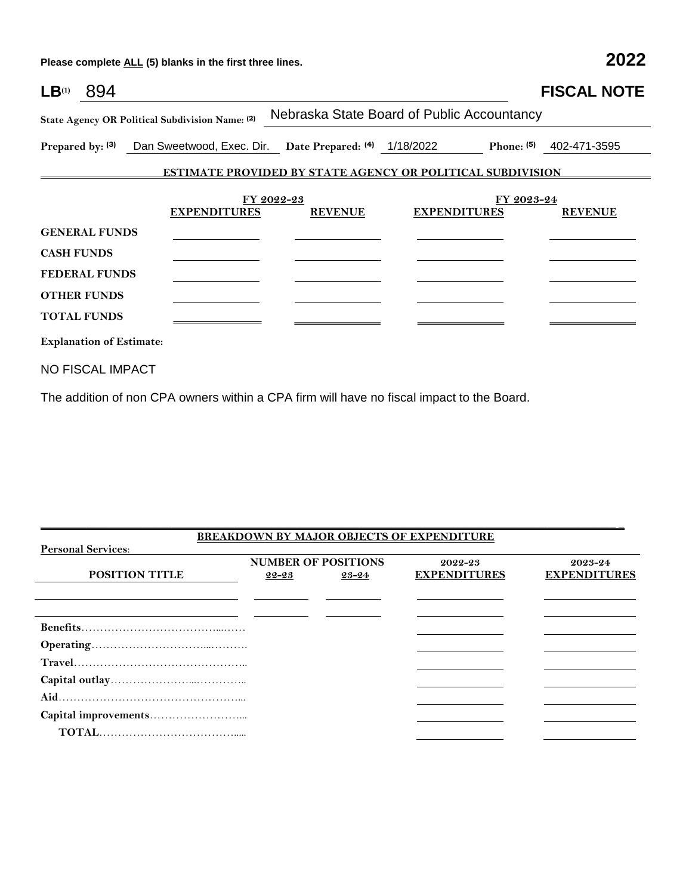Please complete ALL (5) blanks in the first three lines.

**2022**

**LB**(1) 894

# FISCAL NOTE

**State Agency OR Political Subdivision Name:** (2) Nebraska State Board of Public Accountancy

**Prepared by:** (3) Dan Sweetwood, Exec. Dir. **Date Prepared:** (4) 1/18/2022 **Phone:** (5) 402-471-3595

## ESTIMATE PROVIDED BY STATE AGENCY OR POLITICAL SUBDIVISION

| | FY 2022-23 | | FY 2023-24 | |
|---|---|---|---|---|
| | **EXPENDITURES** | **REVENUE** | **EXPENDITURES** | **REVENUE** |
| **GENERAL FUNDS** | | | | |
| **CASH FUNDS** | | | | |
| **FEDERAL FUNDS** | | | | |
| **OTHER FUNDS** | | | | |
| **TOTAL FUNDS** | | | | |

**Explanation of Estimate:**

NO FISCAL IMPACT

The addition of non CPA owners within a CPA firm will have no fiscal impact to the Board.

## BREAKDOWN BY MAJOR OBJECTS OF EXPENDITURE

**Personal Services:**

| POSITION TITLE | NUMBER OF POSITIONS 22-23 | NUMBER OF POSITIONS 23-24 | 2022-23 EXPENDITURES | 2023-24 EXPENDITURES |
|---|---|---|---|---|
| | | | | |
| | | | | |
| **Benefits** | | | | |
| **Operating** | | | | |
| **Travel** | | | | |
| **Capital outlay** | | | | |
| **Aid** | | | | |
| **Capital improvements** | | | | |
| **TOTAL** | | | | |